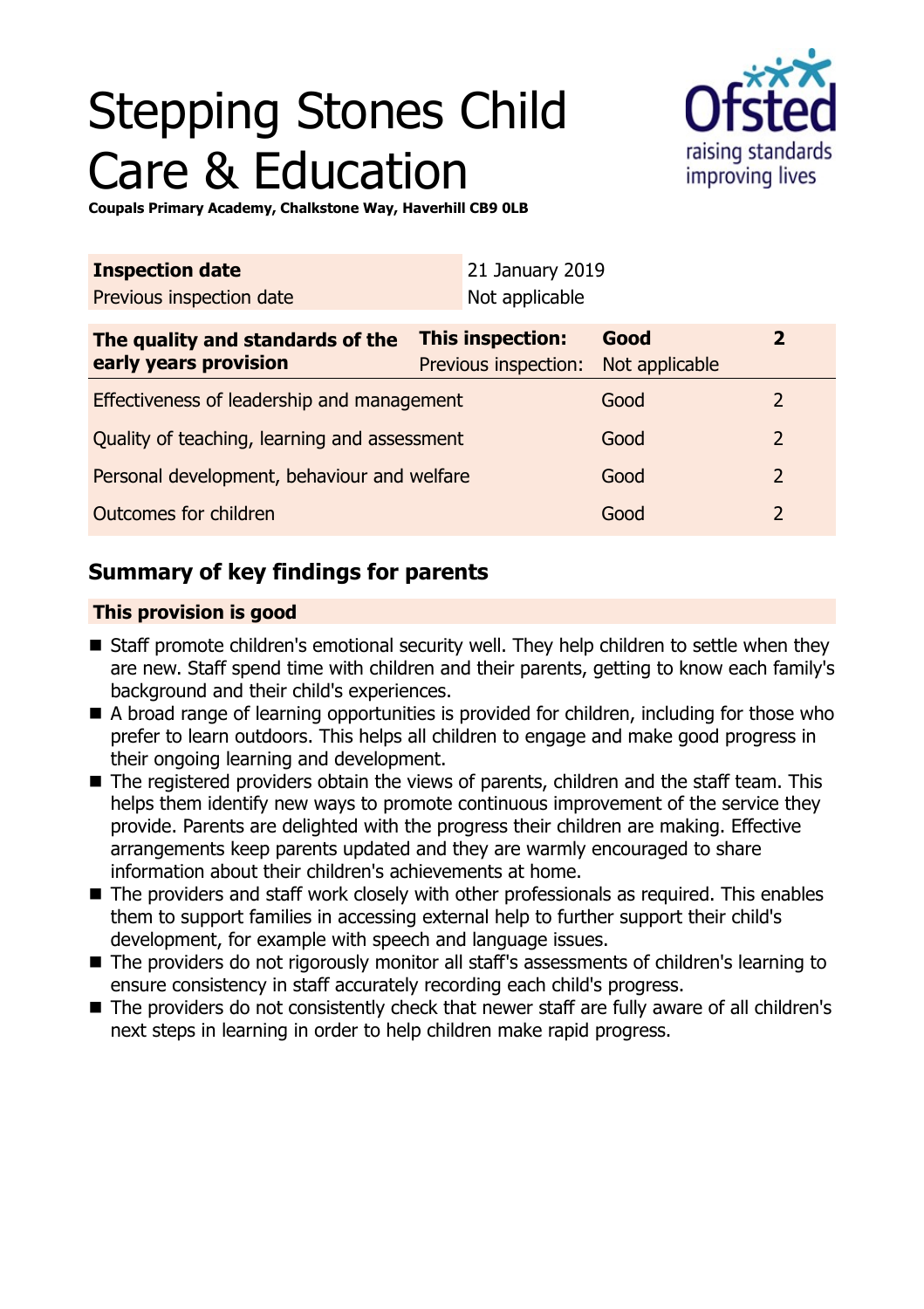# Stepping Stones Child Care & Education

**Coupals Primary Academy, Chalkstone Way, Haverhill CB9 0LB**

| **Inspection date** | 21 January 2019 |
|---|---|
| Previous inspection date | Not applicable |

| **The quality and standards of the early years provision** | **This inspection:** | **Good** | **2** |
|---|---|---|---|
| | Previous inspection: | Not applicable | |
| Effectiveness of leadership and management | | Good | 2 |
| Quality of teaching, learning and assessment | | Good | 2 |
| Personal development, behaviour and welfare | | Good | 2 |
| Outcomes for children | | Good | 2 |

## Summary of key findings for parents

**This provision is good**

- Staff promote children's emotional security well. They help children to settle when they are new. Staff spend time with children and their parents, getting to know each family's background and their child's experiences.
- A broad range of learning opportunities is provided for children, including for those who prefer to learn outdoors. This helps all children to engage and make good progress in their ongoing learning and development.
- The registered providers obtain the views of parents, children and the staff team. This helps them identify new ways to promote continuous improvement of the service they provide. Parents are delighted with the progress their children are making. Effective arrangements keep parents updated and they are warmly encouraged to share information about their children's achievements at home.
- The providers and staff work closely with other professionals as required. This enables them to support families in accessing external help to further support their child's development, for example with speech and language issues.
- The providers do not rigorously monitor all staff's assessments of children's learning to ensure consistency in staff accurately recording each child's progress.
- The providers do not consistently check that newer staff are fully aware of all children's next steps in learning in order to help children make rapid progress.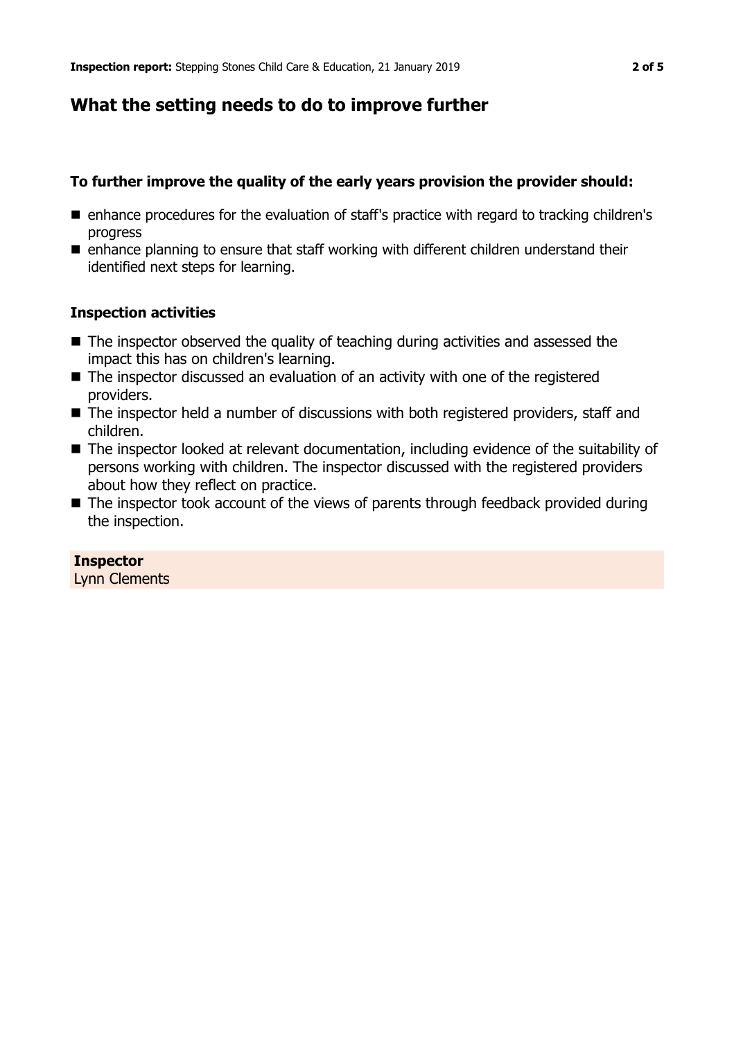## What the setting needs to do to improve further

### To further improve the quality of the early years provision the provider should:

- enhance procedures for the evaluation of staff's practice with regard to tracking children's progress
- enhance planning to ensure that staff working with different children understand their identified next steps for learning.

### Inspection activities

- The inspector observed the quality of teaching during activities and assessed the impact this has on children's learning.
- The inspector discussed an evaluation of an activity with one of the registered providers.
- The inspector held a number of discussions with both registered providers, staff and children.
- The inspector looked at relevant documentation, including evidence of the suitability of persons working with children. The inspector discussed with the registered providers about how they reflect on practice.
- The inspector took account of the views of parents through feedback provided during the inspection.

**Inspector**
Lynn Clements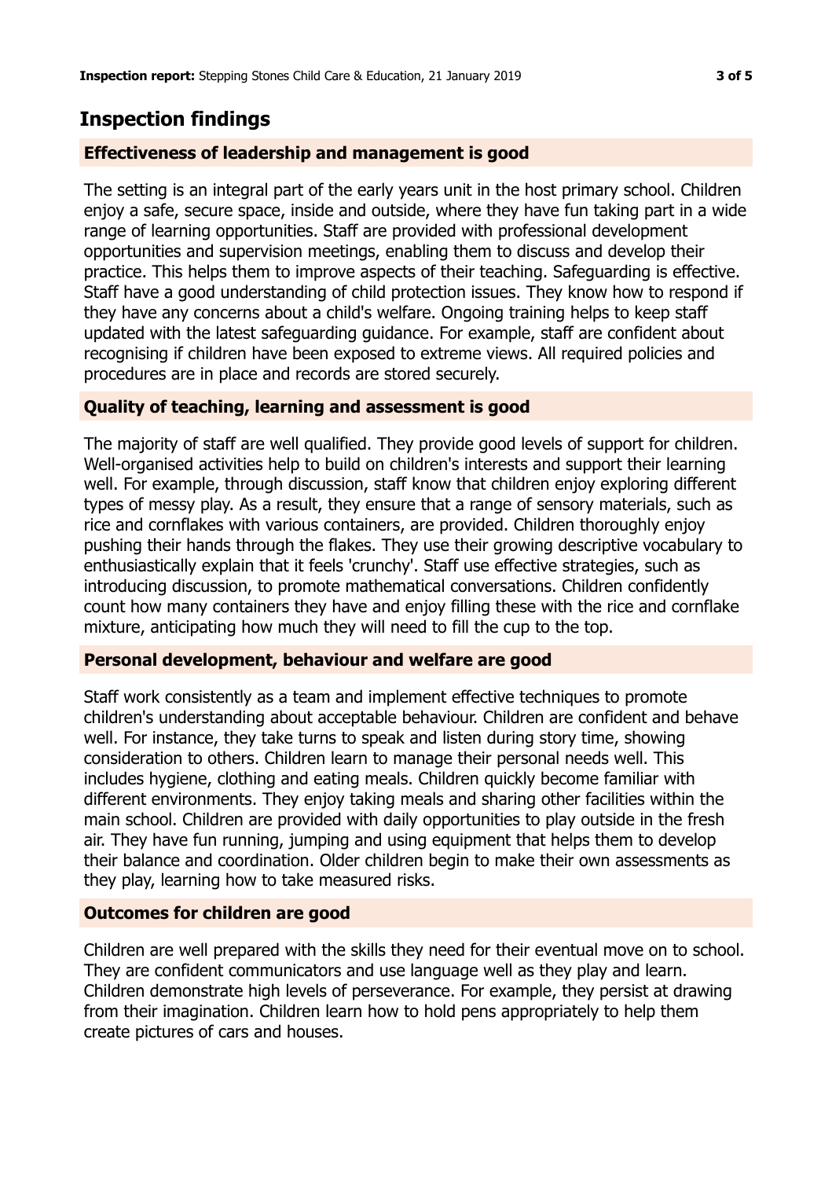## Inspection findings

### Effectiveness of leadership and management is good

The setting is an integral part of the early years unit in the host primary school. Children enjoy a safe, secure space, inside and outside, where they have fun taking part in a wide range of learning opportunities. Staff are provided with professional development opportunities and supervision meetings, enabling them to discuss and develop their practice. This helps them to improve aspects of their teaching. Safeguarding is effective. Staff have a good understanding of child protection issues. They know how to respond if they have any concerns about a child's welfare. Ongoing training helps to keep staff updated with the latest safeguarding guidance. For example, staff are confident about recognising if children have been exposed to extreme views. All required policies and procedures are in place and records are stored securely.

### Quality of teaching, learning and assessment is good

The majority of staff are well qualified. They provide good levels of support for children. Well-organised activities help to build on children's interests and support their learning well. For example, through discussion, staff know that children enjoy exploring different types of messy play. As a result, they ensure that a range of sensory materials, such as rice and cornflakes with various containers, are provided. Children thoroughly enjoy pushing their hands through the flakes. They use their growing descriptive vocabulary to enthusiastically explain that it feels 'crunchy'. Staff use effective strategies, such as introducing discussion, to promote mathematical conversations. Children confidently count how many containers they have and enjoy filling these with the rice and cornflake mixture, anticipating how much they will need to fill the cup to the top.

### Personal development, behaviour and welfare are good

Staff work consistently as a team and implement effective techniques to promote children's understanding about acceptable behaviour. Children are confident and behave well. For instance, they take turns to speak and listen during story time, showing consideration to others. Children learn to manage their personal needs well. This includes hygiene, clothing and eating meals. Children quickly become familiar with different environments. They enjoy taking meals and sharing other facilities within the main school. Children are provided with daily opportunities to play outside in the fresh air. They have fun running, jumping and using equipment that helps them to develop their balance and coordination. Older children begin to make their own assessments as they play, learning how to take measured risks.

### Outcomes for children are good

Children are well prepared with the skills they need for their eventual move on to school. They are confident communicators and use language well as they play and learn. Children demonstrate high levels of perseverance. For example, they persist at drawing from their imagination. Children learn how to hold pens appropriately to help them create pictures of cars and houses.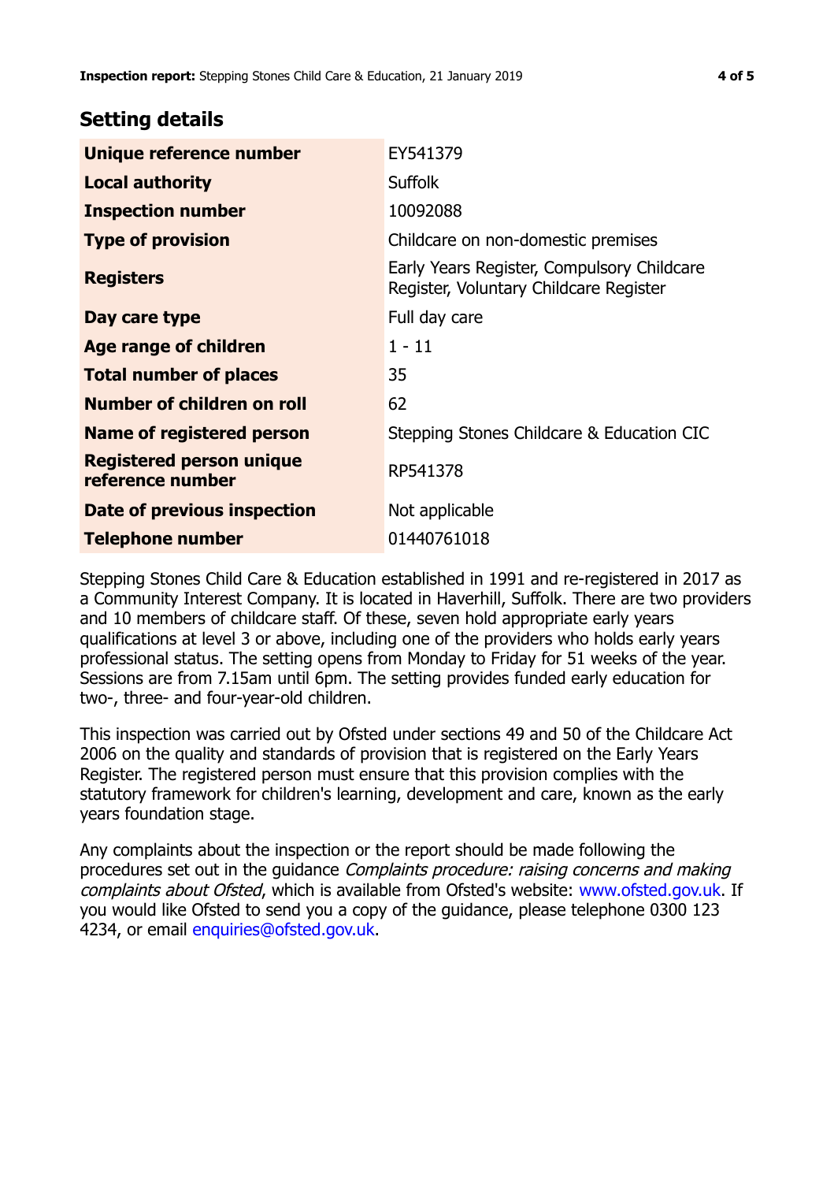## Setting details

| | |
|---|---|
| **Unique reference number** | EY541379 |
| **Local authority** | Suffolk |
| **Inspection number** | 10092088 |
| **Type of provision** | Childcare on non-domestic premises |
| **Registers** | Early Years Register, Compulsory Childcare Register, Voluntary Childcare Register |
| **Day care type** | Full day care |
| **Age range of children** | 1 - 11 |
| **Total number of places** | 35 |
| **Number of children on roll** | 62 |
| **Name of registered person** | Stepping Stones Childcare & Education CIC |
| **Registered person unique reference number** | RP541378 |
| **Date of previous inspection** | Not applicable |
| **Telephone number** | 01440761018 |

Stepping Stones Child Care & Education established in 1991 and re-registered in 2017 as a Community Interest Company. It is located in Haverhill, Suffolk. There are two providers and 10 members of childcare staff. Of these, seven hold appropriate early years qualifications at level 3 or above, including one of the providers who holds early years professional status. The setting opens from Monday to Friday for 51 weeks of the year. Sessions are from 7.15am until 6pm. The setting provides funded early education for two-, three- and four-year-old children.

This inspection was carried out by Ofsted under sections 49 and 50 of the Childcare Act 2006 on the quality and standards of provision that is registered on the Early Years Register. The registered person must ensure that this provision complies with the statutory framework for children's learning, development and care, known as the early years foundation stage.

Any complaints about the inspection or the report should be made following the procedures set out in the guidance *Complaints procedure: raising concerns and making complaints about Ofsted*, which is available from Ofsted's website: www.ofsted.gov.uk. If you would like Ofsted to send you a copy of the guidance, please telephone 0300 123 4234, or email enquiries@ofsted.gov.uk.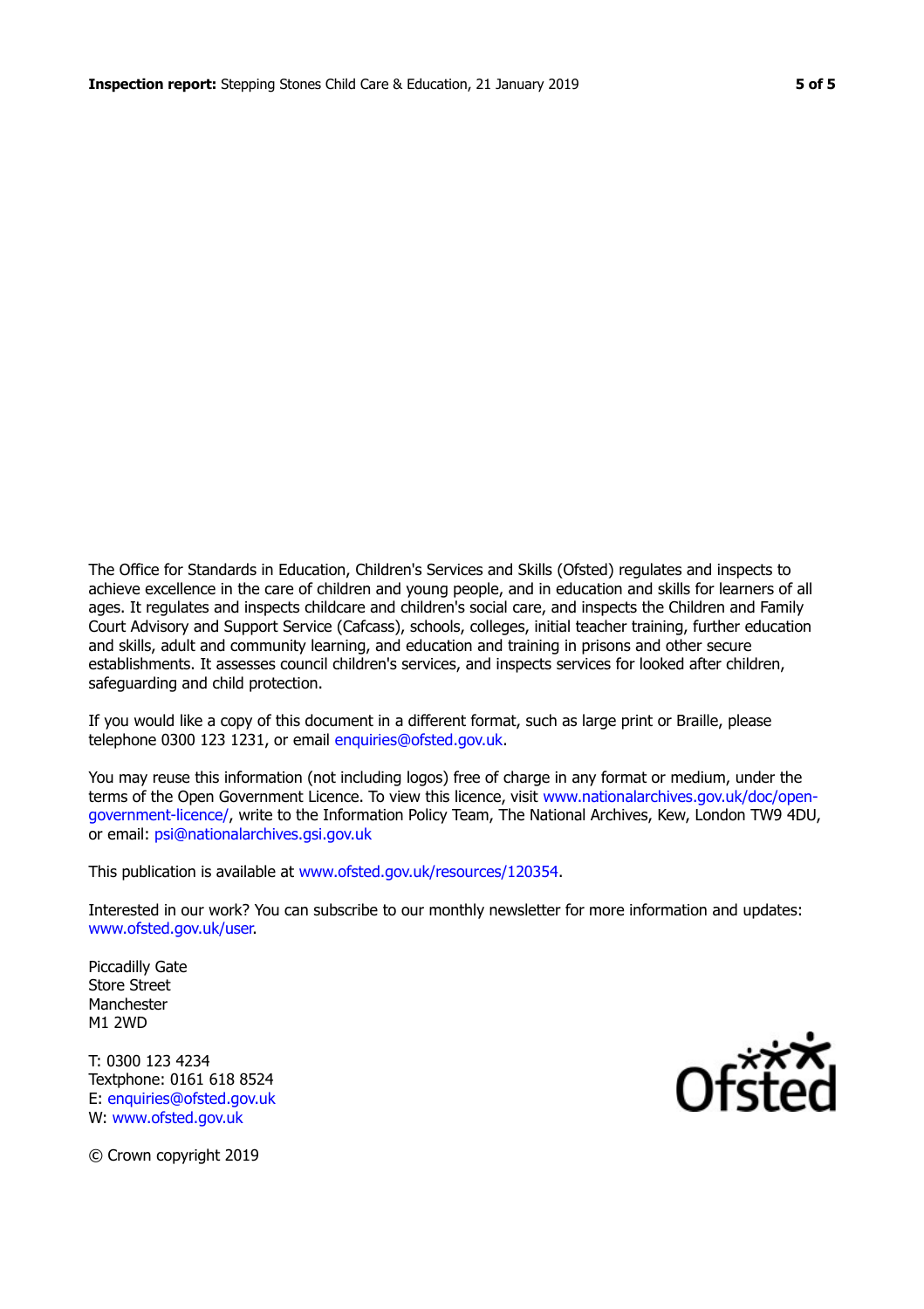The Office for Standards in Education, Children's Services and Skills (Ofsted) regulates and inspects to achieve excellence in the care of children and young people, and in education and skills for learners of all ages. It regulates and inspects childcare and children's social care, and inspects the Children and Family Court Advisory and Support Service (Cafcass), schools, colleges, initial teacher training, further education and skills, adult and community learning, and education and training in prisons and other secure establishments. It assesses council children's services, and inspects services for looked after children, safeguarding and child protection.

If you would like a copy of this document in a different format, such as large print or Braille, please telephone 0300 123 1231, or email enquiries@ofsted.gov.uk.

You may reuse this information (not including logos) free of charge in any format or medium, under the terms of the Open Government Licence. To view this licence, visit www.nationalarchives.gov.uk/doc/open-government-licence/, write to the Information Policy Team, The National Archives, Kew, London TW9 4DU, or email: psi@nationalarchives.gsi.gov.uk

This publication is available at www.ofsted.gov.uk/resources/120354.

Interested in our work? You can subscribe to our monthly newsletter for more information and updates: www.ofsted.gov.uk/user.

Piccadilly Gate
Store Street
Manchester
M1 2WD

T: 0300 123 4234
Textphone: 0161 618 8524
E: enquiries@ofsted.gov.uk
W: www.ofsted.gov.uk

© Crown copyright 2019